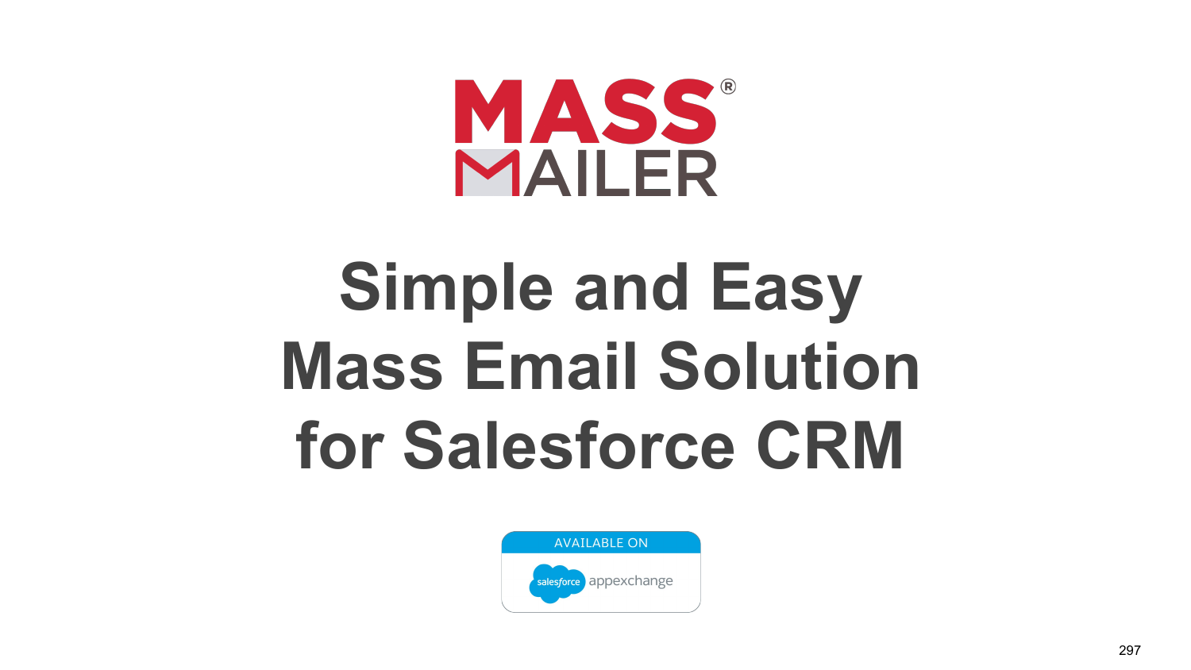MASS® MAILER

# Simple and Easy Mass Email Solution for Salesforce CRM

AVAILABLE ON salesforce appexchange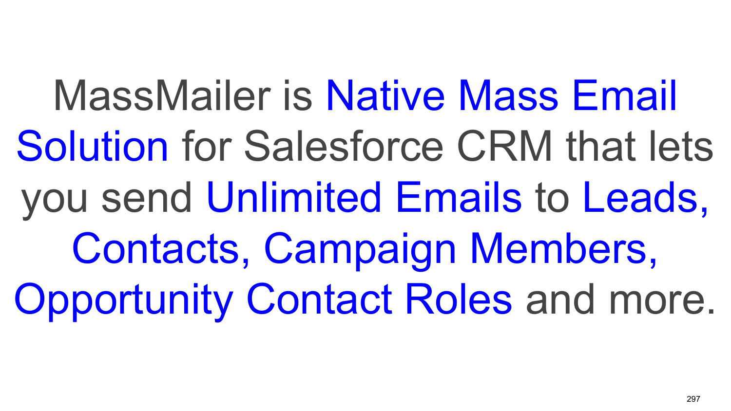MassMailer is Native Mass Email Solution for Salesforce CRM that lets you send Unlimited Emails to Leads, Contacts, Campaign Members, Opportunity Contact Roles and more.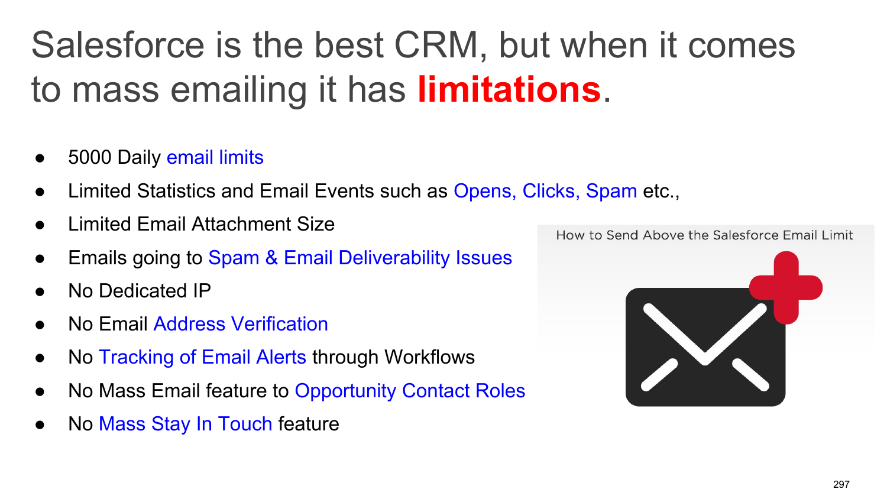# Salesforce is the best CRM, but when it comes to mass emailing it has **limitations**.

- 5000 Daily email limits
- Limited Statistics and Email Events such as Opens, Clicks, Spam etc.,
- Limited Email Attachment Size
- Emails going to Spam & Email Deliverability Issues
- No Dedicated IP
- No Email Address Verification
- No Tracking of Email Alerts through Workflows
- No Mass Email feature to Opportunity Contact Roles
- No Mass Stay In Touch feature

How to Send Above the Salesforce Email Limit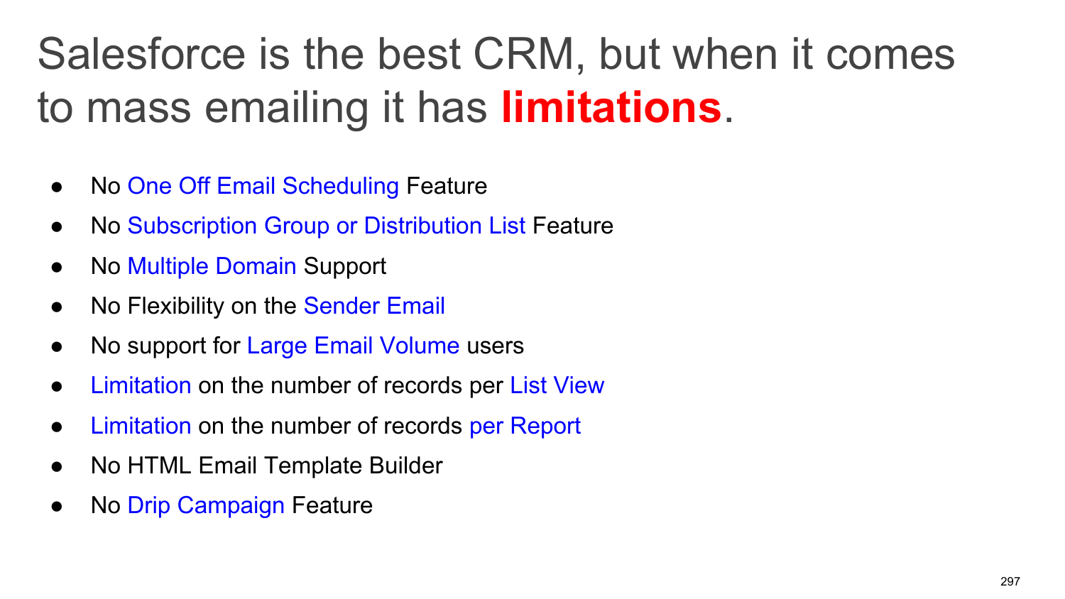# Salesforce is the best CRM, but when it comes to mass emailing it has **limitations**.

- No One Off Email Scheduling Feature
- No Subscription Group or Distribution List Feature
- No Multiple Domain Support
- No Flexibility on the Sender Email
- No support for Large Email Volume users
- Limitation on the number of records per List View
- Limitation on the number of records per Report
- No HTML Email Template Builder
- No Drip Campaign Feature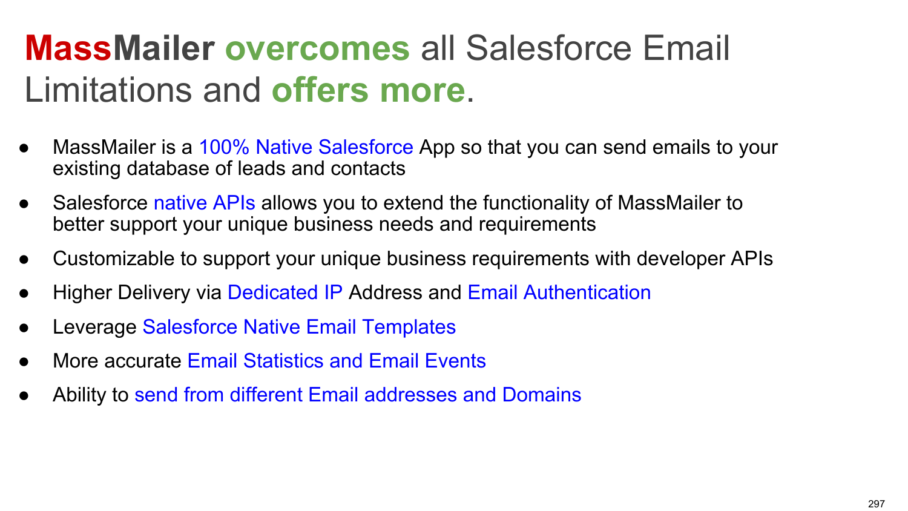# MassMailer overcomes all Salesforce Email Limitations and offers more.

- MassMailer is a 100% Native Salesforce App so that you can send emails to your existing database of leads and contacts
- Salesforce native APIs allows you to extend the functionality of MassMailer to better support your unique business needs and requirements
- Customizable to support your unique business requirements with developer APIs
- Higher Delivery via Dedicated IP Address and Email Authentication
- Leverage Salesforce Native Email Templates
- More accurate Email Statistics and Email Events
- Ability to send from different Email addresses and Domains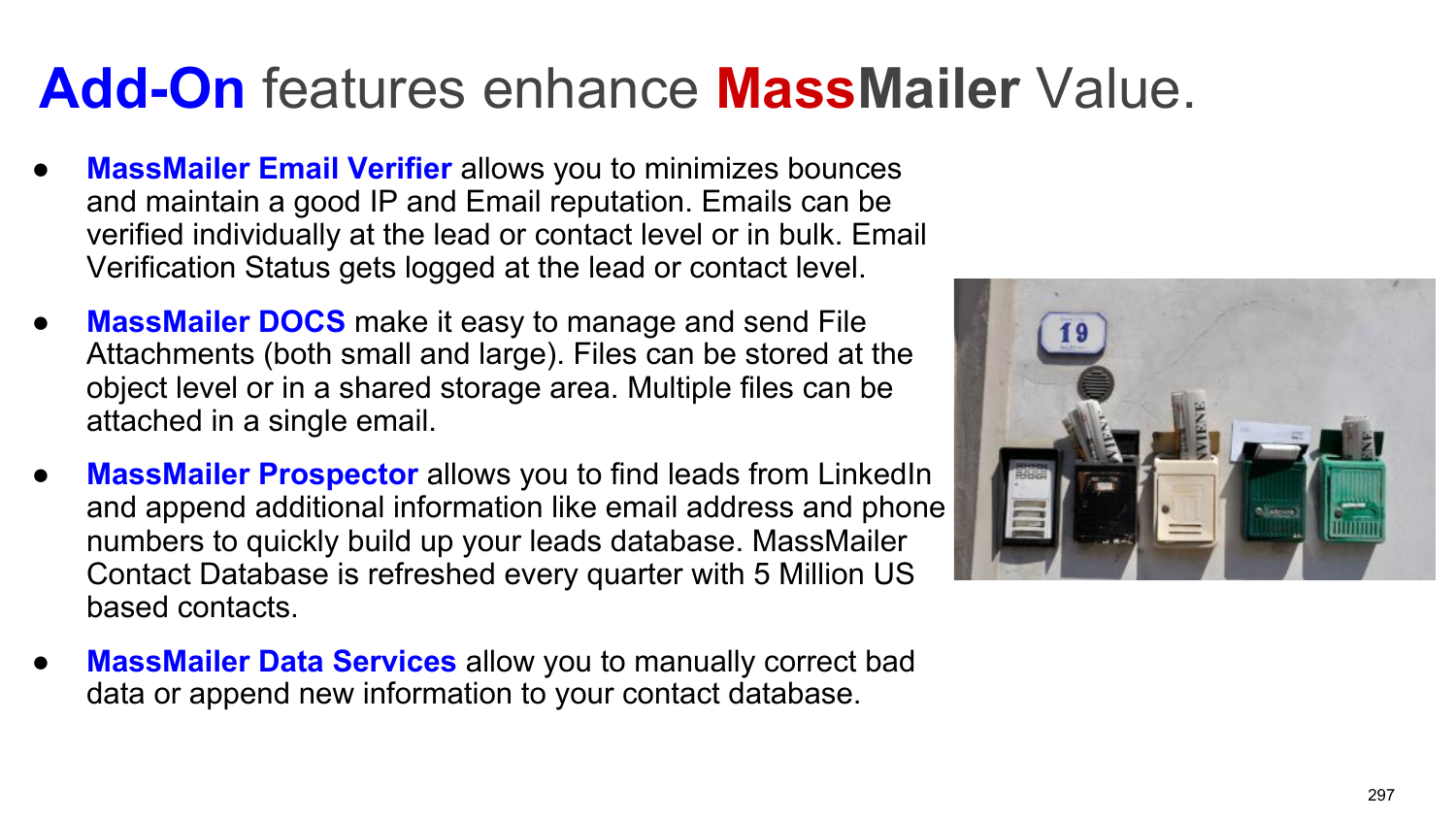# **Add-On** features enhance **MassMailer** Value.

- **MassMailer Email Verifier** allows you to minimizes bounces and maintain a good IP and Email reputation. Emails can be verified individually at the lead or contact level or in bulk. Email Verification Status gets logged at the lead or contact level.
- **MassMailer DOCS** make it easy to manage and send File Attachments (both small and large). Files can be stored at the object level or in a shared storage area. Multiple files can be attached in a single email.
- **MassMailer Prospector** allows you to find leads from LinkedIn and append additional information like email address and phone numbers to quickly build up your leads database. MassMailer Contact Database is refreshed every quarter with 5 Million US based contacts.
- **MassMailer Data Services** allow you to manually correct bad data or append new information to your contact database.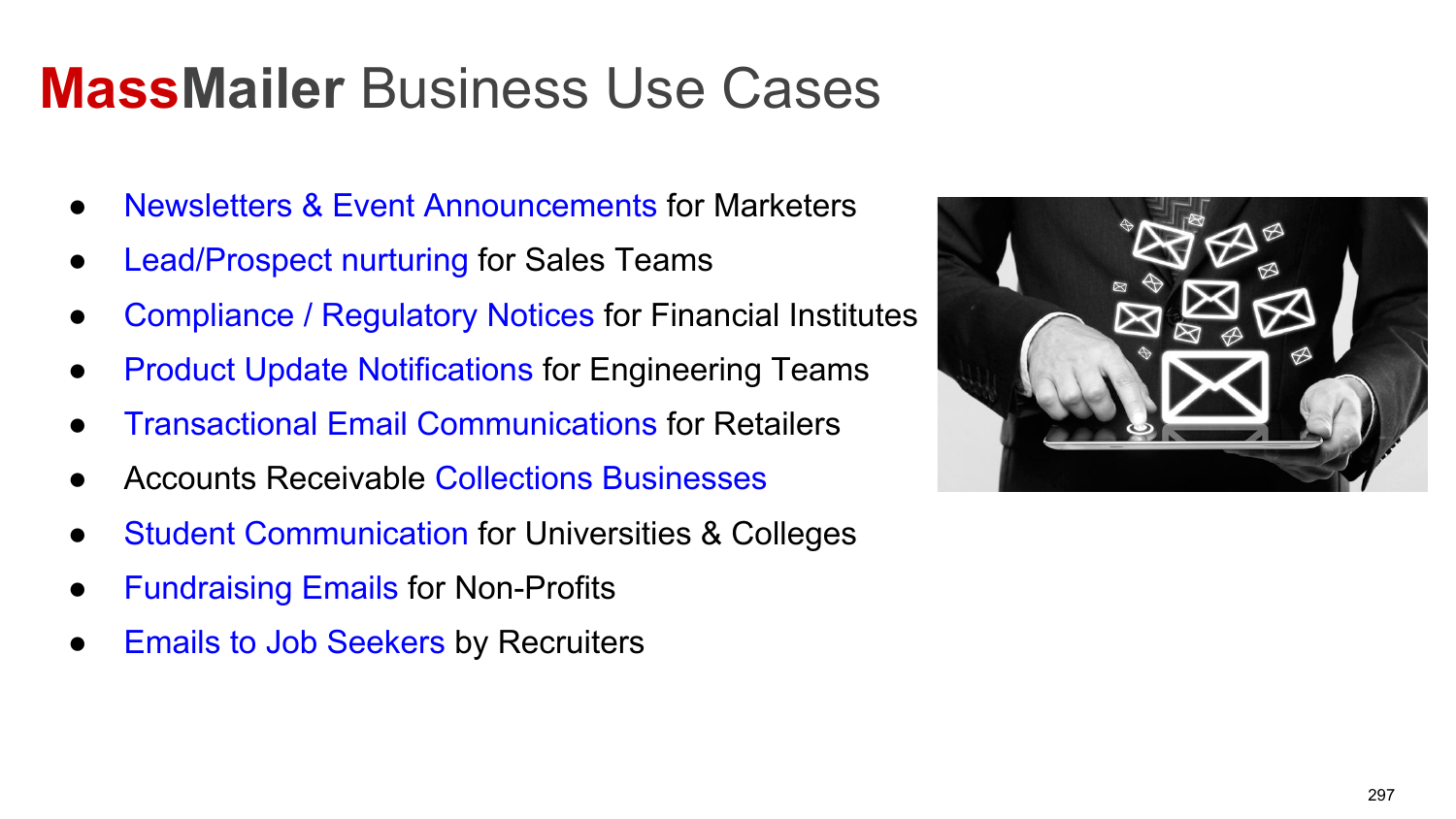# **MassMailer** Business Use Cases

- Newsletters & Event Announcements for Marketers
- Lead/Prospect nurturing for Sales Teams
- Compliance / Regulatory Notices for Financial Institutes
- Product Update Notifications for Engineering Teams
- Transactional Email Communications for Retailers
- Accounts Receivable Collections Businesses
- Student Communication for Universities & Colleges
- Fundraising Emails for Non-Profits
- Emails to Job Seekers by Recruiters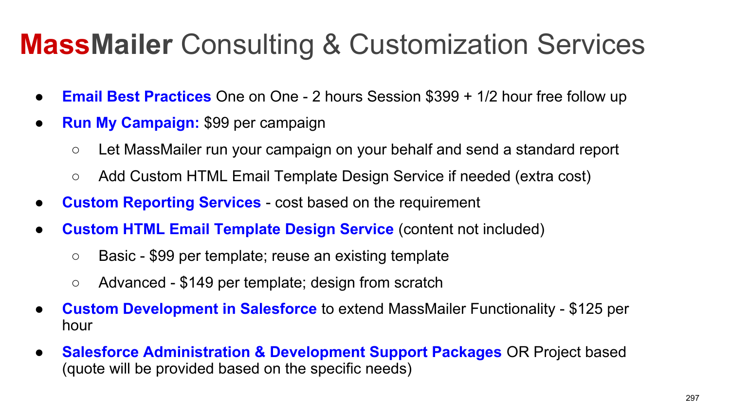# **MassMailer** Consulting & Customization Services

- **Email Best Practices** One on One - 2 hours Session $399 + 1/2 hour free follow up
- **Run My Campaign:** $99 per campaign
  - Let MassMailer run your campaign on your behalf and send a standard report
  - Add Custom HTML Email Template Design Service if needed (extra cost)
- **Custom Reporting Services** - cost based on the requirement
- **Custom HTML Email Template Design Service** (content not included)
  - Basic - $99 per template; reuse an existing template
  - Advanced - $149 per template; design from scratch
- **Custom Development in Salesforce** to extend MassMailer Functionality - $125 per hour
- **Salesforce Administration & Development Support Packages** OR Project based (quote will be provided based on the specific needs)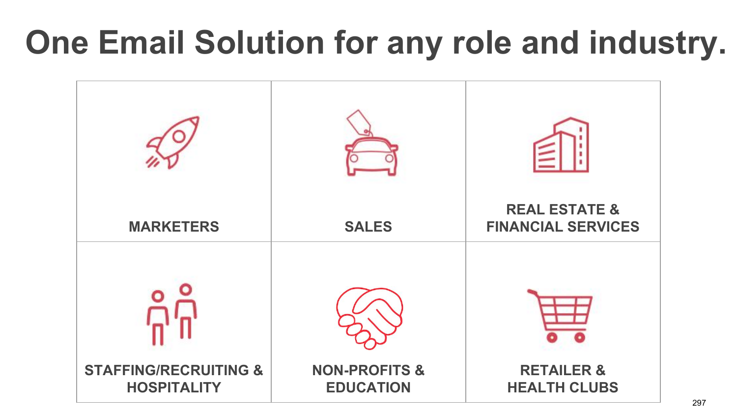# One Email Solution for any role and industry.

| | | |
|---|---|---|
| MARKETERS | SALES | REAL ESTATE & FINANCIAL SERVICES |
| STAFFING/RECRUITING & HOSPITALITY | NON-PROFITS & EDUCATION | RETAILER & HEALTH CLUBS |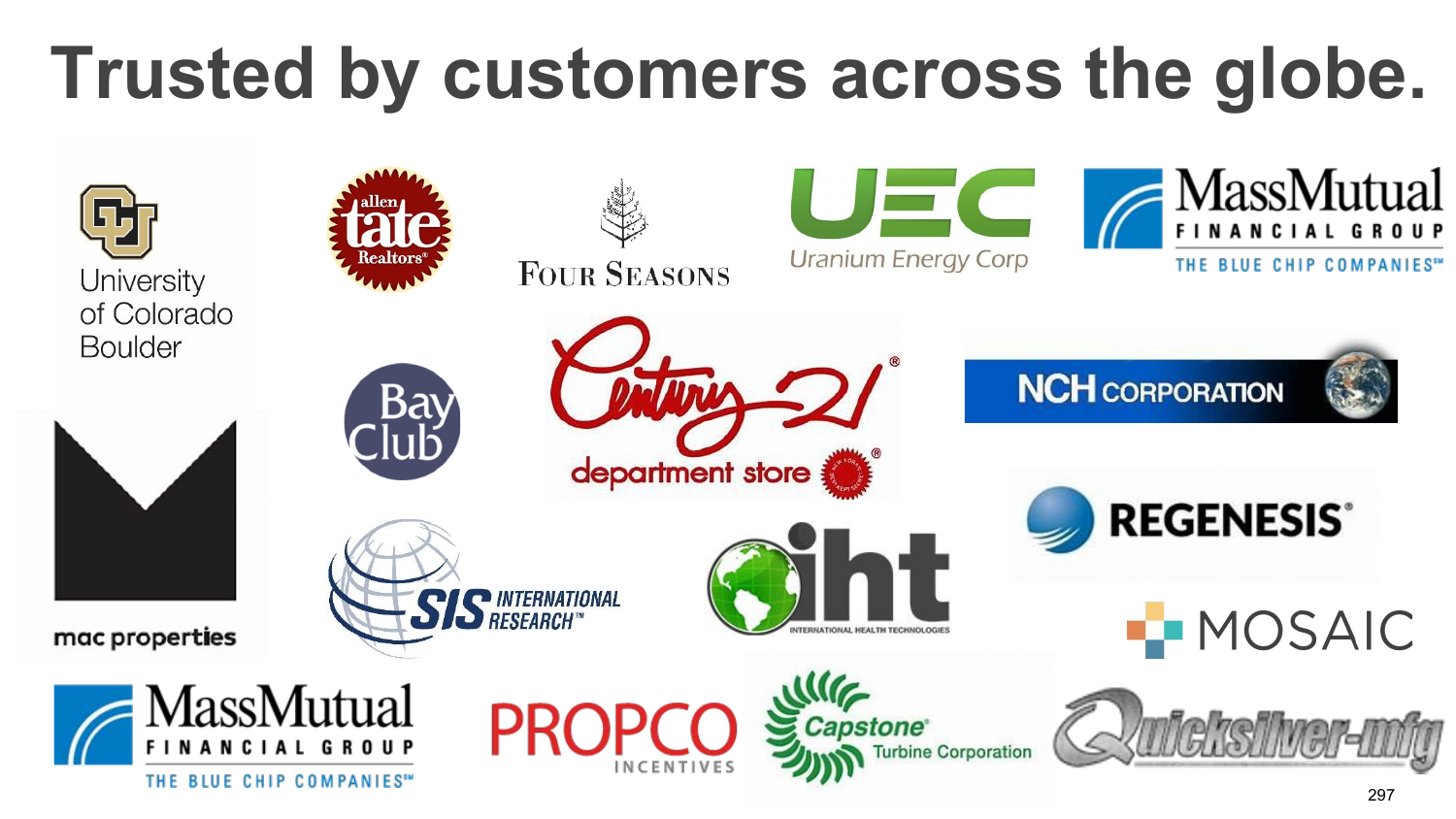# Trusted by customers across the globe.

University of Colorado Boulder

allen tate Realtors

Four Seasons

UEC Uranium Energy Corp

MassMutual Financial Group — The Blue Chip Companies

Bay Club

Century 21 department store

NCH Corporation

mac properties

SIS International Research

iht International Health Technologies

Regenesis

Mosaic

MassMutual Financial Group — The Blue Chip Companies

PROPCO Incentives

Capstone Turbine Corporation

Quicksilver-mfg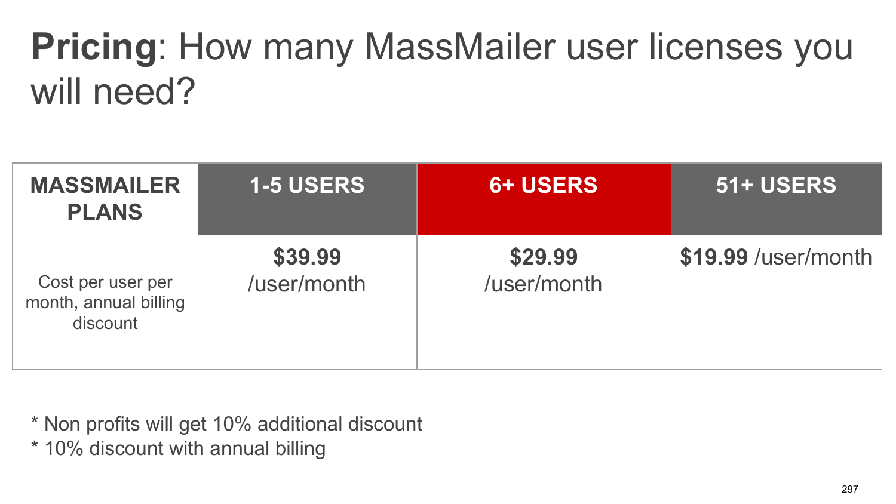# **Pricing**: How many MassMailer user licenses you will need?

| MASSMAILER PLANS | 1-5 USERS | 6+ USERS | 51+ USERS |
| --- | --- | --- | --- |
| Cost per user per month, annual billing discount | **$39.99** /user/month | **$29.99** /user/month | **$19.99** /user/month |

* Non profits will get 10% additional discount
* 10% discount with annual billing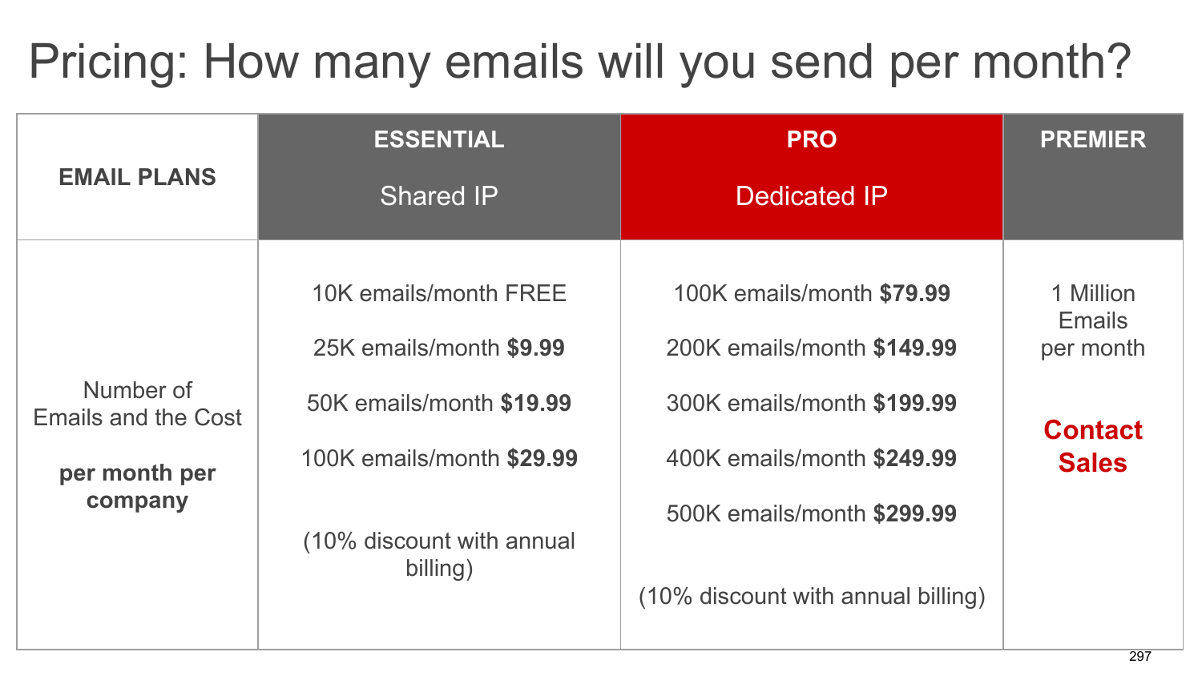# Pricing: How many emails will you send per month?

| EMAIL PLANS | ESSENTIAL<br>Shared IP | PRO<br>Dedicated IP | PREMIER |
|---|---|---|---|
| Number of Emails and the Cost<br><br>**per month per company** | 10K emails/month FREE<br><br>25K emails/month **$9.99**<br><br>50K emails/month **$19.99**<br><br>100K emails/month **$29.99**<br><br>(10% discount with annual billing) | 100K emails/month **$79.99**<br><br>200K emails/month **$149.99**<br><br>300K emails/month **$199.99**<br><br>400K emails/month **$249.99**<br><br>500K emails/month **$299.99**<br><br>(10% discount with annual billing) | 1 Million Emails per month<br><br>**Contact Sales** |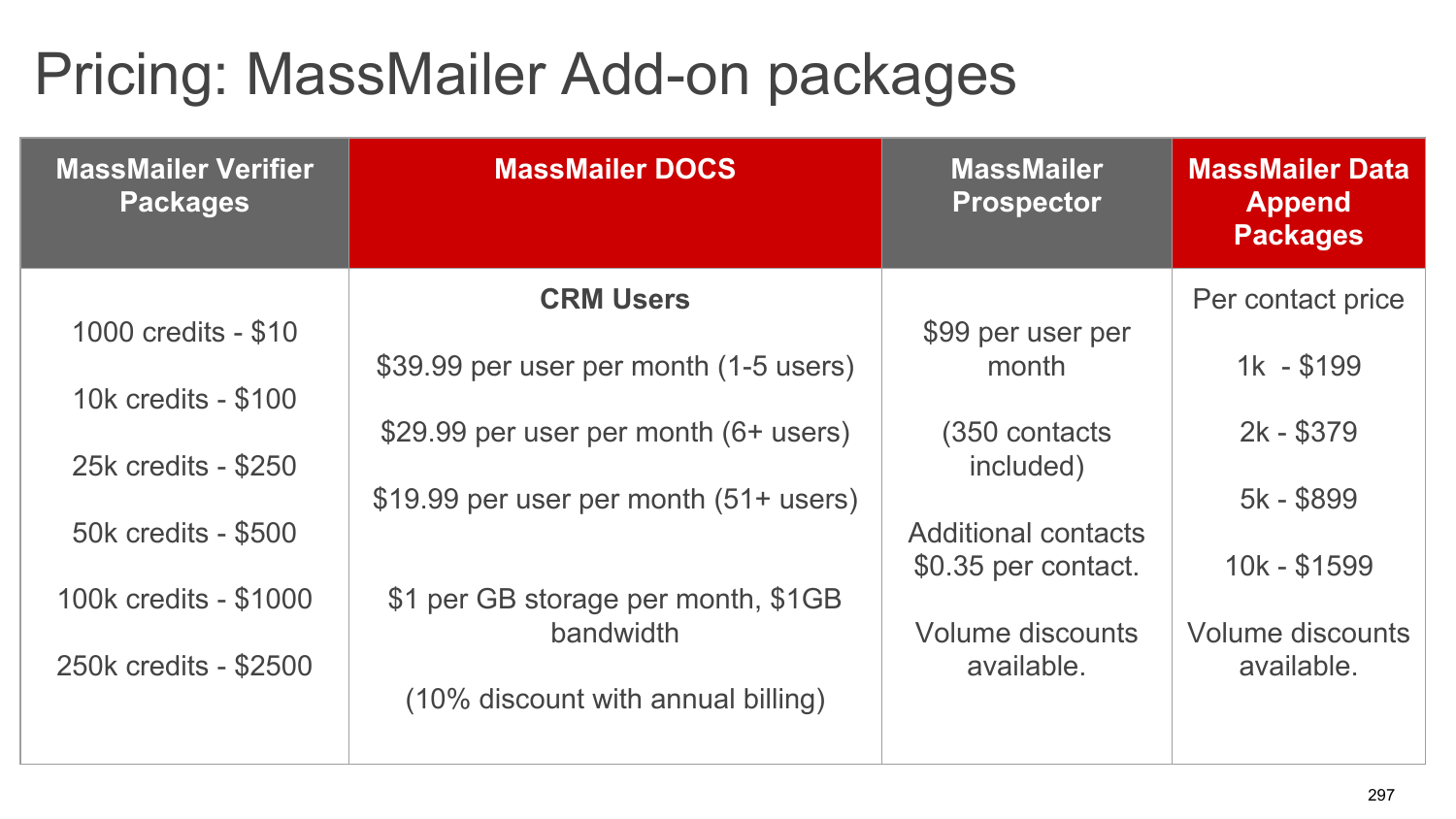# Pricing: MassMailer Add-on packages

| MassMailer Verifier Packages | MassMailer DOCS | MassMailer Prospector | MassMailer Data Append Packages |
|---|---|---|---|
| 1000 credits - $10<br><br>10k credits - $100<br><br>25k credits - $250<br><br>50k credits - $500<br><br>100k credits - $1000<br><br>250k credits - $2500 | **CRM Users**<br><br>$39.99 per user per month (1-5 users)<br><br>$29.99 per user per month (6+ users)<br><br>$19.99 per user per month (51+ users)<br><br>$1 per GB storage per month, $1GB bandwidth<br><br>(10% discount with annual billing) | $99 per user per month<br><br>(350 contacts included)<br><br>Additional contacts $0.35 per contact.<br><br>Volume discounts available. | Per contact price<br><br>1k - $199<br><br>2k - $379<br><br>5k - $899<br><br>10k - $1599<br><br>Volume discounts available. |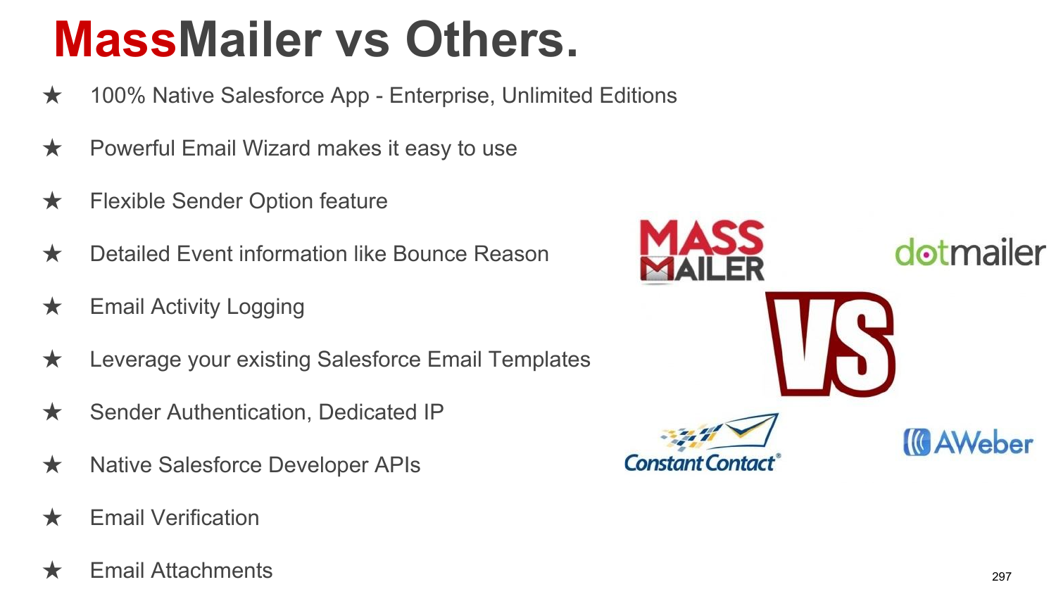# MassMailer vs Others.

- ★ 100% Native Salesforce App - Enterprise, Unlimited Editions
- ★ Powerful Email Wizard makes it easy to use
- ★ Flexible Sender Option feature
- ★ Detailed Event information like Bounce Reason
- ★ Email Activity Logging
- ★ Leverage your existing Salesforce Email Templates
- ★ Sender Authentication, Dedicated IP
- ★ Native Salesforce Developer APIs
- ★ Email Verification
- ★ Email Attachments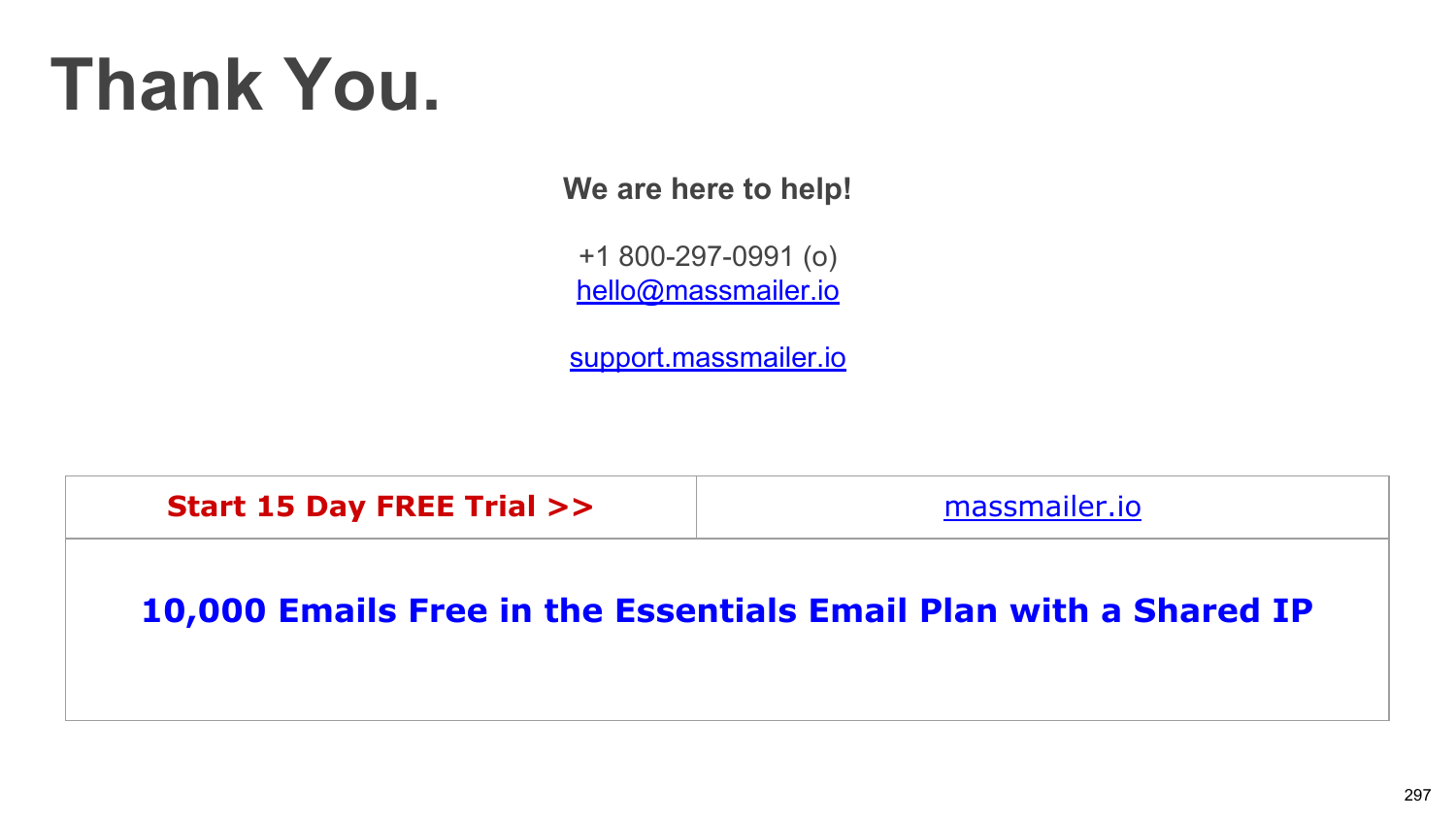# Thank You.

**We are here to help!**

+1 800-297-0991 (o)
hello@massmailer.io

support.massmailer.io

| | |
|---|---|
| **Start 15 Day FREE Trial >>** | massmailer.io |
| **10,000 Emails Free in the Essentials Email Plan with a Shared IP** | |